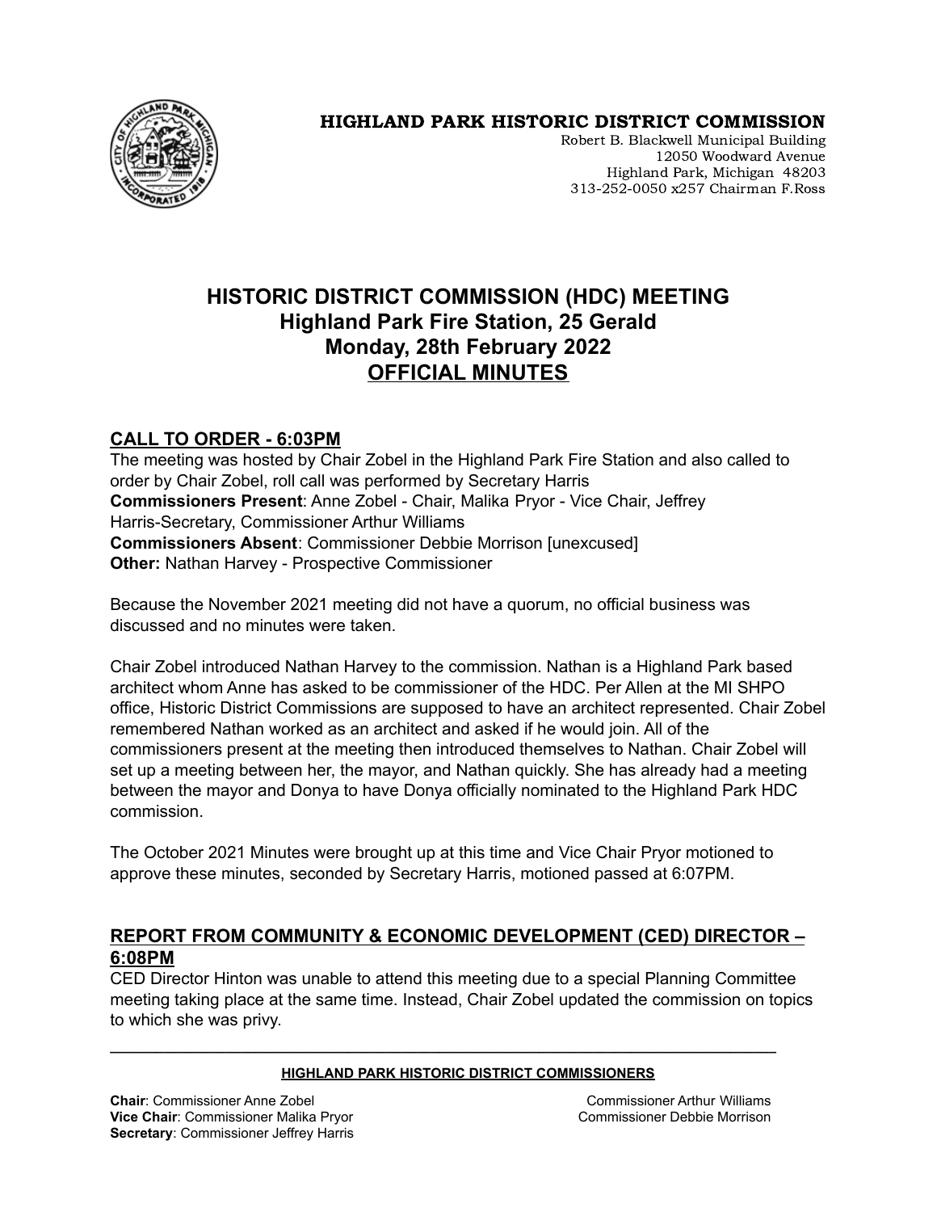**HIGHLAND PARK HISTORIC DISTRICT COMMISSION**

Robert B. Blackwell Municipal Building
12050 Woodward Avenue
Highland Park, Michigan 48203
313-252-0050 x257 Chairman F.Ross

# HISTORIC DISTRICT COMMISSION (HDC) MEETING
# Highland Park Fire Station, 25 Gerald
# Monday, 28th February 2022
# OFFICIAL MINUTES

## CALL TO ORDER - 6:03PM

The meeting was hosted by Chair Zobel in the Highland Park Fire Station and also called to order by Chair Zobel, roll call was performed by Secretary Harris

**Commissioners Present**: Anne Zobel - Chair, Malika Pryor - Vice Chair, Jeffrey Harris-Secretary, Commissioner Arthur Williams

**Commissioners Absent**: Commissioner Debbie Morrison [unexcused]

**Other:** Nathan Harvey - Prospective Commissioner

Because the November 2021 meeting did not have a quorum, no official business was discussed and no minutes were taken.

Chair Zobel introduced Nathan Harvey to the commission. Nathan is a Highland Park based architect whom Anne has asked to be commissioner of the HDC. Per Allen at the MI SHPO office, Historic District Commissions are supposed to have an architect represented. Chair Zobel remembered Nathan worked as an architect and asked if he would join. All of the commissioners present at the meeting then introduced themselves to Nathan. Chair Zobel will set up a meeting between her, the mayor, and Nathan quickly. She has already had a meeting between the mayor and Donya to have Donya officially nominated to the Highland Park HDC commission.

The October 2021 Minutes were brought up at this time and Vice Chair Pryor motioned to approve these minutes, seconded by Secretary Harris, motioned passed at 6:07PM.

## REPORT FROM COMMUNITY & ECONOMIC DEVELOPMENT (CED) DIRECTOR – 6:08PM

CED Director Hinton was unable to attend this meeting due to a special Planning Committee meeting taking place at the same time. Instead, Chair Zobel updated the commission on topics to which she was privy.

---

**HIGHLAND PARK HISTORIC DISTRICT COMMISSIONERS**

**Chair**: Commissioner Anne Zobel
**Vice Chair**: Commissioner Malika Pryor
**Secretary**: Commissioner Jeffrey Harris
Commissioner Arthur Williams
Commissioner Debbie Morrison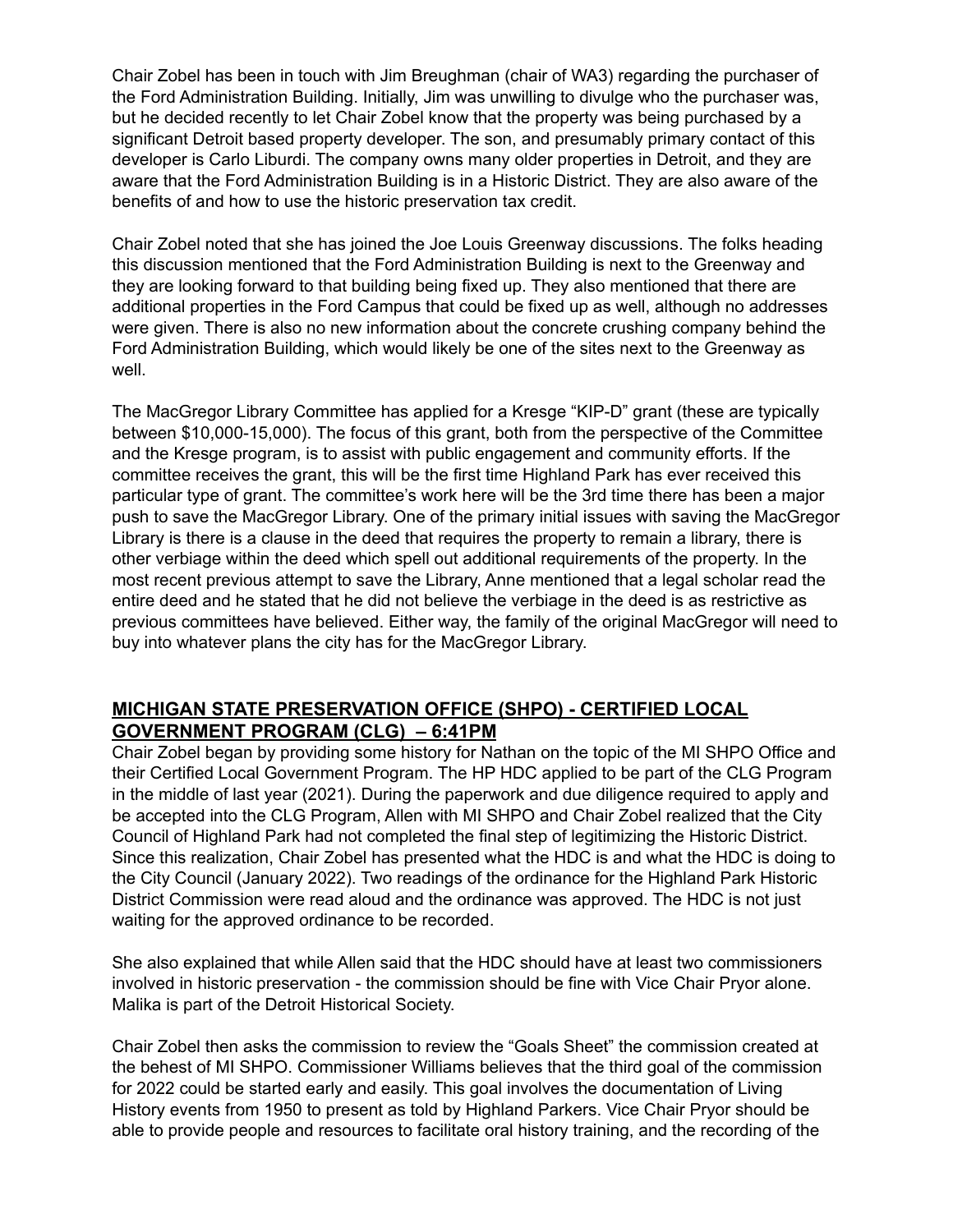Chair Zobel has been in touch with Jim Breughman (chair of WA3) regarding the purchaser of the Ford Administration Building. Initially, Jim was unwilling to divulge who the purchaser was, but he decided recently to let Chair Zobel know that the property was being purchased by a significant Detroit based property developer. The son, and presumably primary contact of this developer is Carlo Liburdi. The company owns many older properties in Detroit, and they are aware that the Ford Administration Building is in a Historic District. They are also aware of the benefits of and how to use the historic preservation tax credit.

Chair Zobel noted that she has joined the Joe Louis Greenway discussions. The folks heading this discussion mentioned that the Ford Administration Building is next to the Greenway and they are looking forward to that building being fixed up. They also mentioned that there are additional properties in the Ford Campus that could be fixed up as well, although no addresses were given. There is also no new information about the concrete crushing company behind the Ford Administration Building, which would likely be one of the sites next to the Greenway as well.

The MacGregor Library Committee has applied for a Kresge "KIP-D" grant (these are typically between $10,000-15,000). The focus of this grant, both from the perspective of the Committee and the Kresge program, is to assist with public engagement and community efforts. If the committee receives the grant, this will be the first time Highland Park has ever received this particular type of grant. The committee's work here will be the 3rd time there has been a major push to save the MacGregor Library. One of the primary initial issues with saving the MacGregor Library is there is a clause in the deed that requires the property to remain a library, there is other verbiage within the deed which spell out additional requirements of the property. In the most recent previous attempt to save the Library, Anne mentioned that a legal scholar read the entire deed and he stated that he did not believe the verbiage in the deed is as restrictive as previous committees have believed. Either way, the family of the original MacGregor will need to buy into whatever plans the city has for the MacGregor Library.

## **MICHIGAN STATE PRESERVATION OFFICE (SHPO) - CERTIFIED LOCAL GOVERNMENT PROGRAM (CLG) – 6:41PM**

Chair Zobel began by providing some history for Nathan on the topic of the MI SHPO Office and their Certified Local Government Program. The HP HDC applied to be part of the CLG Program in the middle of last year (2021). During the paperwork and due diligence required to apply and be accepted into the CLG Program, Allen with MI SHPO and Chair Zobel realized that the City Council of Highland Park had not completed the final step of legitimizing the Historic District. Since this realization, Chair Zobel has presented what the HDC is and what the HDC is doing to the City Council (January 2022). Two readings of the ordinance for the Highland Park Historic District Commission were read aloud and the ordinance was approved. The HDC is not just waiting for the approved ordinance to be recorded.

She also explained that while Allen said that the HDC should have at least two commissioners involved in historic preservation - the commission should be fine with Vice Chair Pryor alone. Malika is part of the Detroit Historical Society.

Chair Zobel then asks the commission to review the "Goals Sheet" the commission created at the behest of MI SHPO. Commissioner Williams believes that the third goal of the commission for 2022 could be started early and easily. This goal involves the documentation of Living History events from 1950 to present as told by Highland Parkers. Vice Chair Pryor should be able to provide people and resources to facilitate oral history training, and the recording of the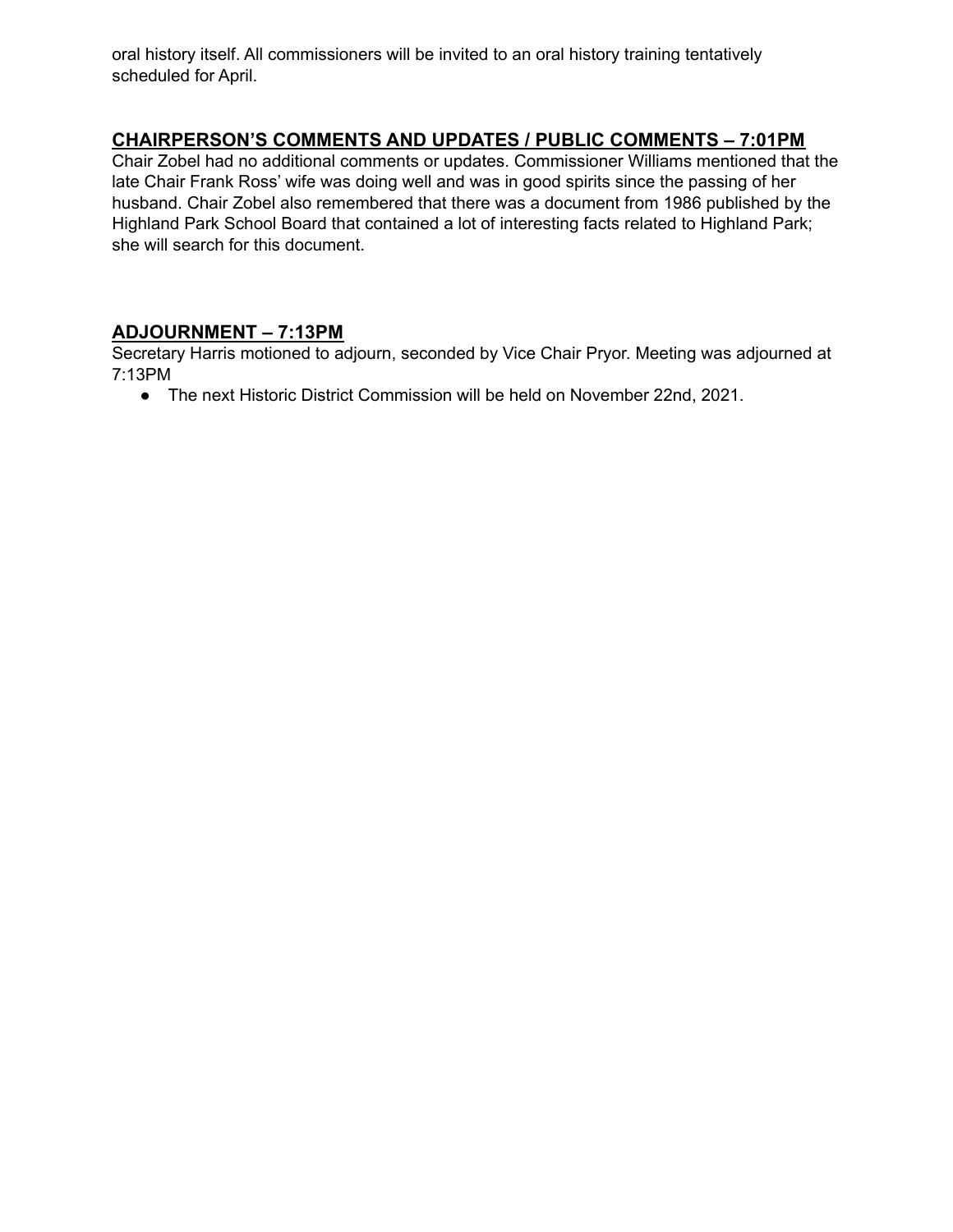oral history itself. All commissioners will be invited to an oral history training tentatively scheduled for April.

## CHAIRPERSON'S COMMENTS AND UPDATES / PUBLIC COMMENTS – 7:01PM

Chair Zobel had no additional comments or updates. Commissioner Williams mentioned that the late Chair Frank Ross' wife was doing well and was in good spirits since the passing of her husband. Chair Zobel also remembered that there was a document from 1986 published by the Highland Park School Board that contained a lot of interesting facts related to Highland Park; she will search for this document.

## ADJOURNMENT – 7:13PM

Secretary Harris motioned to adjourn, seconded by Vice Chair Pryor. Meeting was adjourned at 7:13PM

- The next Historic District Commission will be held on November 22nd, 2021.